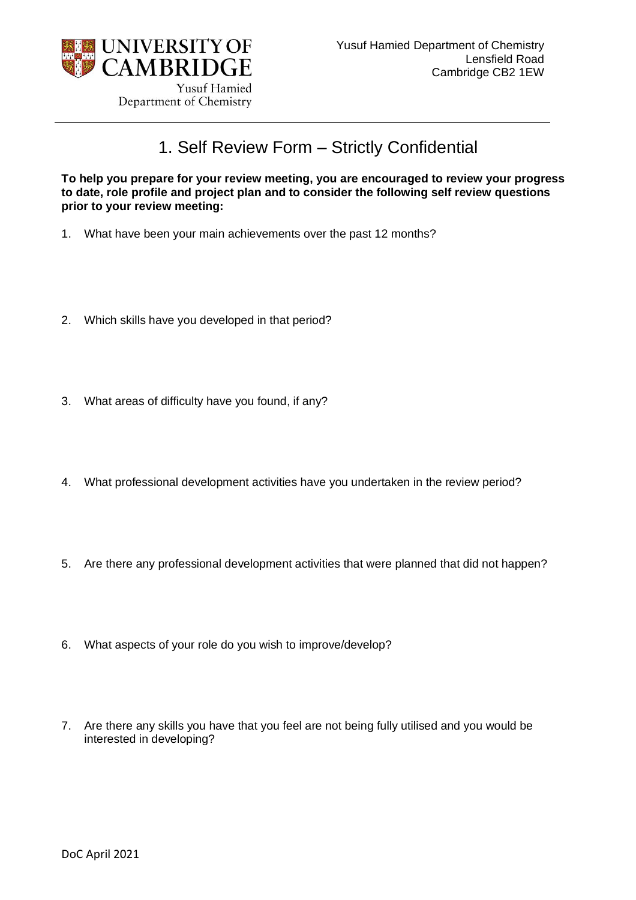Yusuf Hamied Department of Chemistry
Lensfield Road
Cambridge CB2 1EW

# 1. Self Review Form – Strictly Confidential

**To help you prepare for your review meeting, you are encouraged to review your progress to date, role profile and project plan and to consider the following self review questions prior to your review meeting:**

1. What have been your main achievements over the past 12 months?

2. Which skills have you developed in that period?

3. What areas of difficulty have you found, if any?

4. What professional development activities have you undertaken in the review period?

5. Are there any professional development activities that were planned that did not happen?

6. What aspects of your role do you wish to improve/develop?

7. Are there any skills you have that you feel are not being fully utilised and you would be interested in developing?

DoC April 2021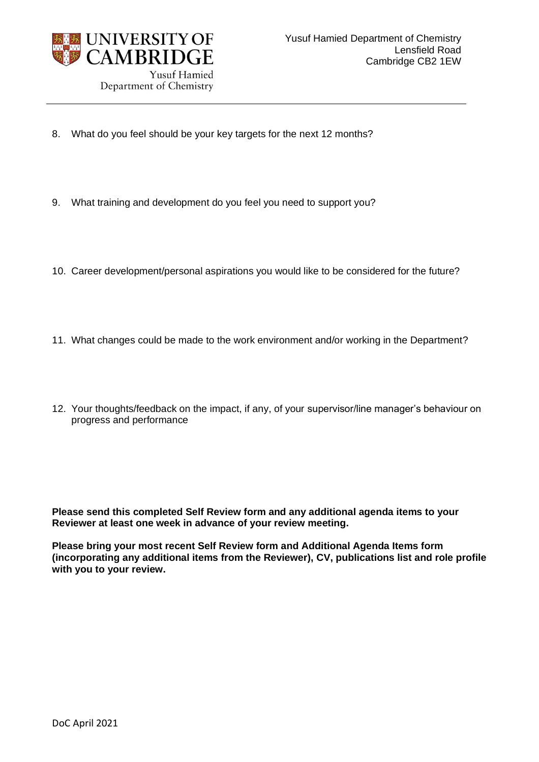8. What do you feel should be your key targets for the next 12 months?

9. What training and development do you feel you need to support you?

10. Career development/personal aspirations you would like to be considered for the future?

11. What changes could be made to the work environment and/or working in the Department?

12. Your thoughts/feedback on the impact, if any, of your supervisor/line manager's behaviour on progress and performance

**Please send this completed Self Review form and any additional agenda items to your Reviewer at least one week in advance of your review meeting.**

**Please bring your most recent Self Review form and Additional Agenda Items form (incorporating any additional items from the Reviewer), CV, publications list and role profile with you to your review.**